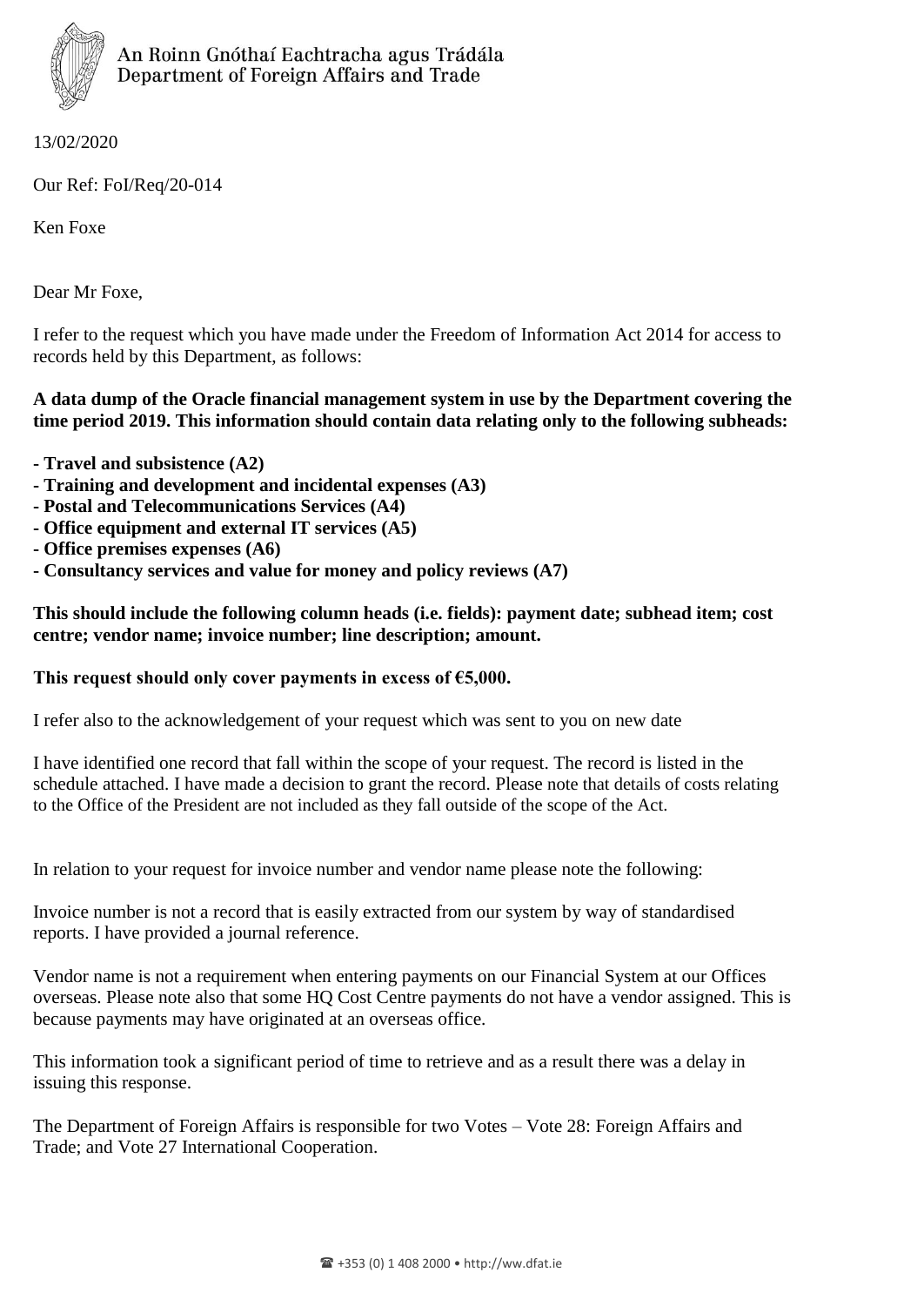An Roinn Gnóthaí Eachtracha agus Trádála
Department of Foreign Affairs and Trade

13/02/2020

Our Ref: FoI/Req/20-014

Ken Foxe

Dear Mr Foxe,

I refer to the request which you have made under the Freedom of Information Act 2014 for access to records held by this Department, as follows:

**A data dump of the Oracle financial management system in use by the Department covering the time period 2019. This information should contain data relating only to the following subheads:**

- **Travel and subsistence (A2)**
- **Training and development and incidental expenses (A3)**
- **Postal and Telecommunications Services (A4)**
- **Office equipment and external IT services (A5)**
- **Office premises expenses (A6)**
- **Consultancy services and value for money and policy reviews (A7)**

**This should include the following column heads (i.e. fields): payment date; subhead item; cost centre; vendor name; invoice number; line description; amount.**

**This request should only cover payments in excess of €5,000.**

I refer also to the acknowledgement of your request which was sent to you on new date

I have identified one record that fall within the scope of your request. The record is listed in the schedule attached. I have made a decision to grant the record. Please note that details of costs relating to the Office of the President are not included as they fall outside of the scope of the Act.

In relation to your request for invoice number and vendor name please note the following:

Invoice number is not a record that is easily extracted from our system by way of standardised reports. I have provided a journal reference.

Vendor name is not a requirement when entering payments on our Financial System at our Offices overseas. Please note also that some HQ Cost Centre payments do not have a vendor assigned. This is because payments may have originated at an overseas office.

This information took a significant period of time to retrieve and as a result there was a delay in issuing this response.

The Department of Foreign Affairs is responsible for two Votes – Vote 28: Foreign Affairs and Trade; and Vote 27 International Cooperation.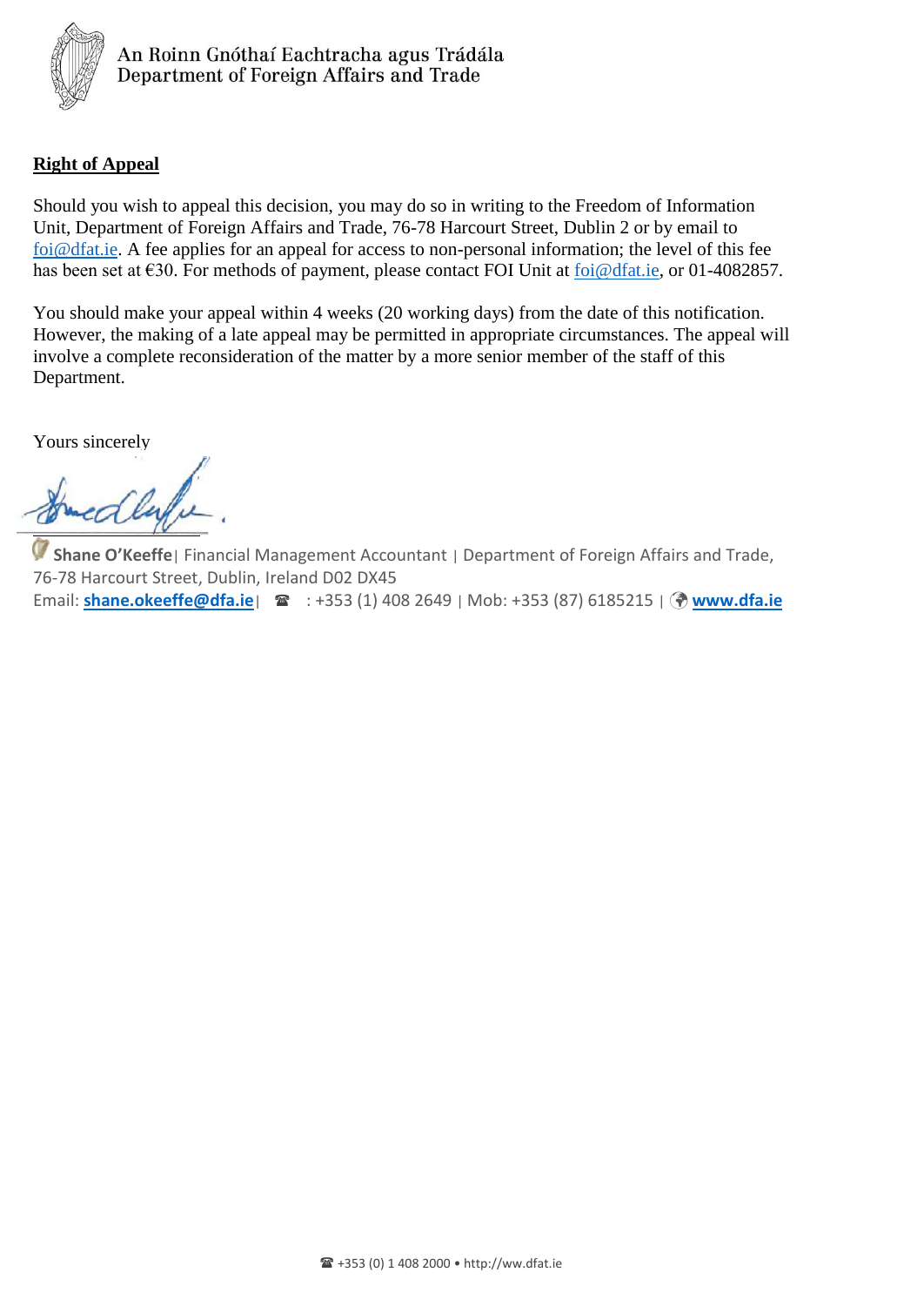An Roinn Gnóthaí Eachtracha agus Trádála
Department of Foreign Affairs and Trade

**Right of Appeal**

Should you wish to appeal this decision, you may do so in writing to the Freedom of Information Unit, Department of Foreign Affairs and Trade, 76-78 Harcourt Street, Dublin 2 or by email to foi@dfat.ie. A fee applies for an appeal for access to non-personal information; the level of this fee has been set at €30. For methods of payment, please contact FOI Unit at foi@dfat.ie, or 01-4082857.

You should make your appeal within 4 weeks (20 working days) from the date of this notification. However, the making of a late appeal may be permitted in appropriate circumstances. The appeal will involve a complete reconsideration of the matter by a more senior member of the staff of this Department.

Yours sincerely

**Shane O'Keeffe**| Financial Management Accountant | Department of Foreign Affairs and Trade, 76-78 Harcourt Street, Dublin, Ireland D02 DX45
Email: **shane.okeeffe@dfa.ie**| ☎ : +353 (1) 408 2649 | Mob: +353 (87) 6185215 | **www.dfa.ie**

☎ +353 (0) 1 408 2000 • http://ww.dfat.ie